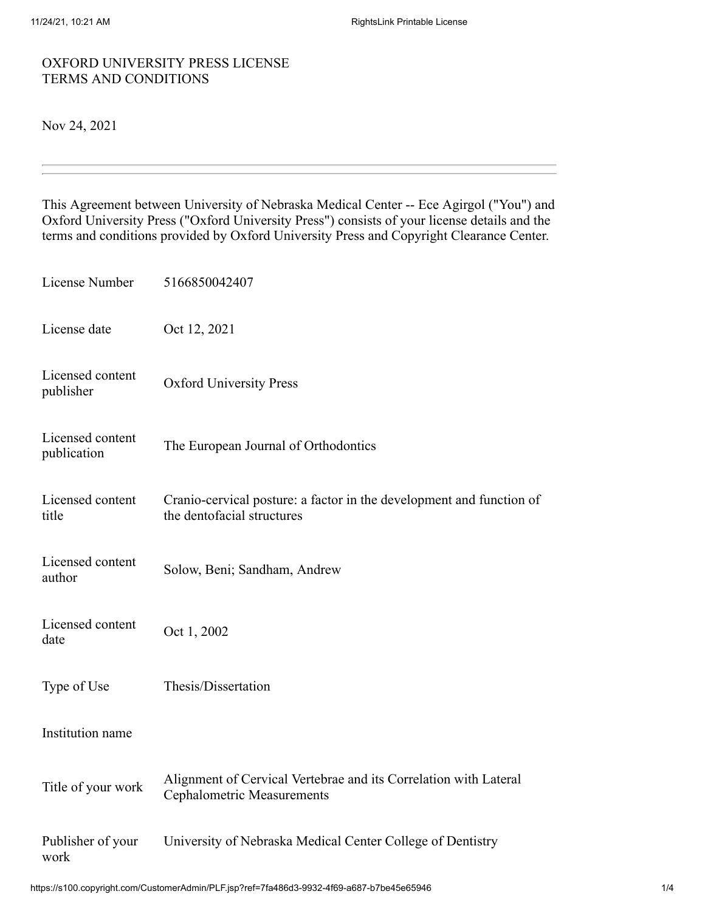OXFORD UNIVERSITY PRESS LICENSE
TERMS AND CONDITIONS

Nov 24, 2021

---

This Agreement between University of Nebraska Medical Center -- Ece Agirgol ("You") and Oxford University Press ("Oxford University Press") consists of your license details and the terms and conditions provided by Oxford University Press and Copyright Clearance Center.

| | |
|---|---|
| License Number | 5166850042407 |
| License date | Oct 12, 2021 |
| Licensed content publisher | Oxford University Press |
| Licensed content publication | The European Journal of Orthodontics |
| Licensed content title | Cranio-cervical posture: a factor in the development and function of the dentofacial structures |
| Licensed content author | Solow, Beni; Sandham, Andrew |
| Licensed content date | Oct 1, 2002 |
| Type of Use | Thesis/Dissertation |
| Institution name | |
| Title of your work | Alignment of Cervical Vertebrae and its Correlation with Lateral Cephalometric Measurements |
| Publisher of your work | University of Nebraska Medical Center College of Dentistry |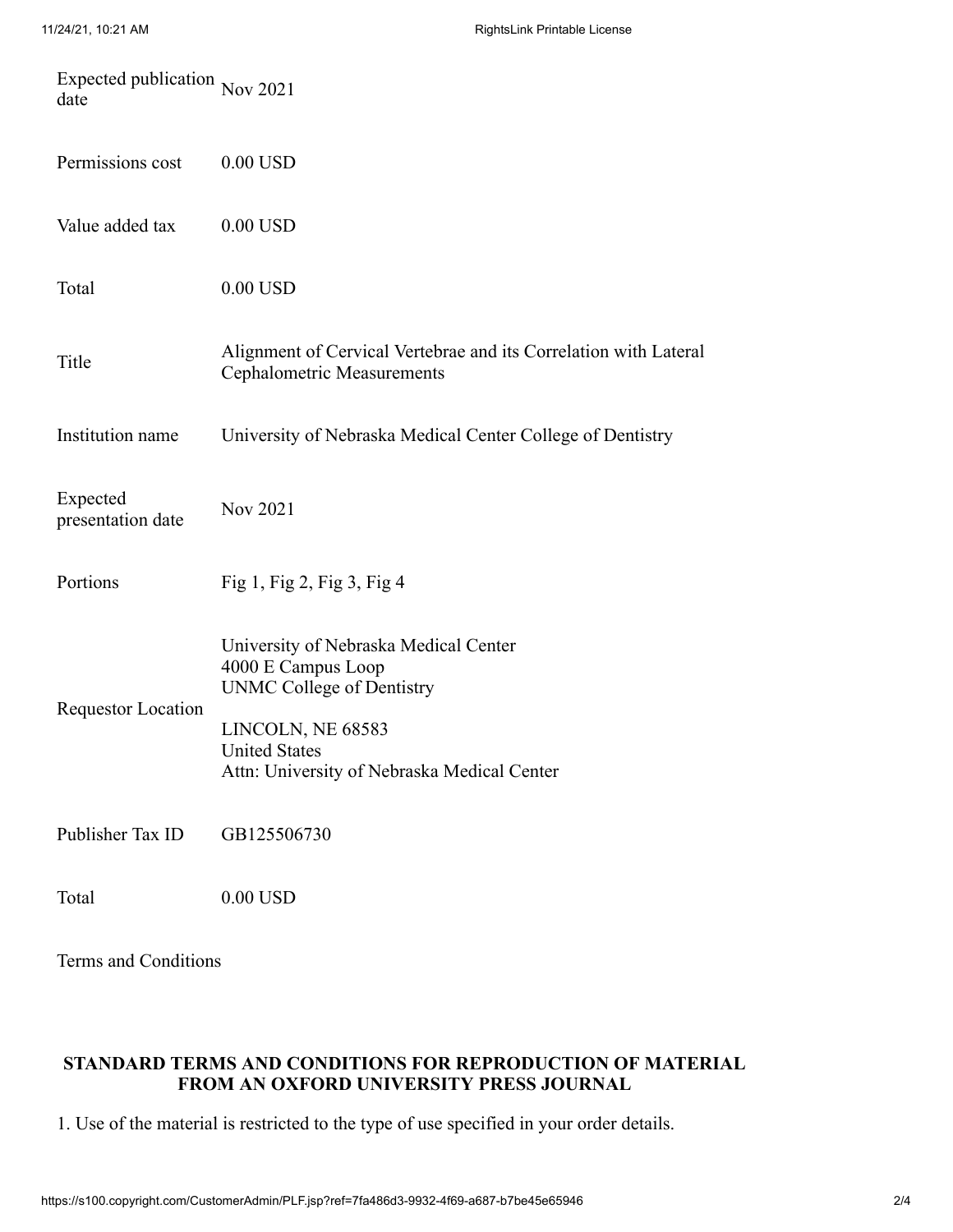| | |
|---|---|
| Expected publication date | Nov 2021 |
| Permissions cost | 0.00 USD |
| Value added tax | 0.00 USD |
| Total | 0.00 USD |
| Title | Alignment of Cervical Vertebrae and its Correlation with Lateral Cephalometric Measurements |
| Institution name | University of Nebraska Medical Center College of Dentistry |
| Expected presentation date | Nov 2021 |
| Portions | Fig 1, Fig 2, Fig 3, Fig 4 |
| Requestor Location | University of Nebraska Medical Center<br>4000 E Campus Loop<br>UNMC College of Dentistry<br><br>LINCOLN, NE 68583<br>United States<br>Attn: University of Nebraska Medical Center |
| Publisher Tax ID | GB125506730 |
| Total | 0.00 USD |

Terms and Conditions

## STANDARD TERMS AND CONDITIONS FOR REPRODUCTION OF MATERIAL FROM AN OXFORD UNIVERSITY PRESS JOURNAL

1. Use of the material is restricted to the type of use specified in your order details.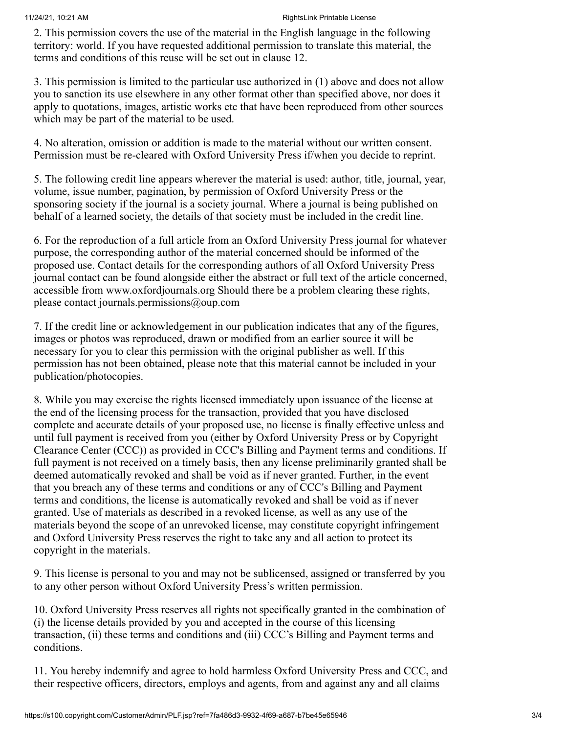2. This permission covers the use of the material in the English language in the following territory: world. If you have requested additional permission to translate this material, the terms and conditions of this reuse will be set out in clause 12.

3. This permission is limited to the particular use authorized in (1) above and does not allow you to sanction its use elsewhere in any other format other than specified above, nor does it apply to quotations, images, artistic works etc that have been reproduced from other sources which may be part of the material to be used.

4. No alteration, omission or addition is made to the material without our written consent. Permission must be re-cleared with Oxford University Press if/when you decide to reprint.

5. The following credit line appears wherever the material is used: author, title, journal, year, volume, issue number, pagination, by permission of Oxford University Press or the sponsoring society if the journal is a society journal. Where a journal is being published on behalf of a learned society, the details of that society must be included in the credit line.

6. For the reproduction of a full article from an Oxford University Press journal for whatever purpose, the corresponding author of the material concerned should be informed of the proposed use. Contact details for the corresponding authors of all Oxford University Press journal contact can be found alongside either the abstract or full text of the article concerned, accessible from www.oxfordjournals.org Should there be a problem clearing these rights, please contact journals.permissions@oup.com

7. If the credit line or acknowledgement in our publication indicates that any of the figures, images or photos was reproduced, drawn or modified from an earlier source it will be necessary for you to clear this permission with the original publisher as well. If this permission has not been obtained, please note that this material cannot be included in your publication/photocopies.

8. While you may exercise the rights licensed immediately upon issuance of the license at the end of the licensing process for the transaction, provided that you have disclosed complete and accurate details of your proposed use, no license is finally effective unless and until full payment is received from you (either by Oxford University Press or by Copyright Clearance Center (CCC)) as provided in CCC's Billing and Payment terms and conditions. If full payment is not received on a timely basis, then any license preliminarily granted shall be deemed automatically revoked and shall be void as if never granted. Further, in the event that you breach any of these terms and conditions or any of CCC's Billing and Payment terms and conditions, the license is automatically revoked and shall be void as if never granted. Use of materials as described in a revoked license, as well as any use of the materials beyond the scope of an unrevoked license, may constitute copyright infringement and Oxford University Press reserves the right to take any and all action to protect its copyright in the materials.

9. This license is personal to you and may not be sublicensed, assigned or transferred by you to any other person without Oxford University Press's written permission.

10. Oxford University Press reserves all rights not specifically granted in the combination of (i) the license details provided by you and accepted in the course of this licensing transaction, (ii) these terms and conditions and (iii) CCC's Billing and Payment terms and conditions.

11. You hereby indemnify and agree to hold harmless Oxford University Press and CCC, and their respective officers, directors, employs and agents, from and against any and all claims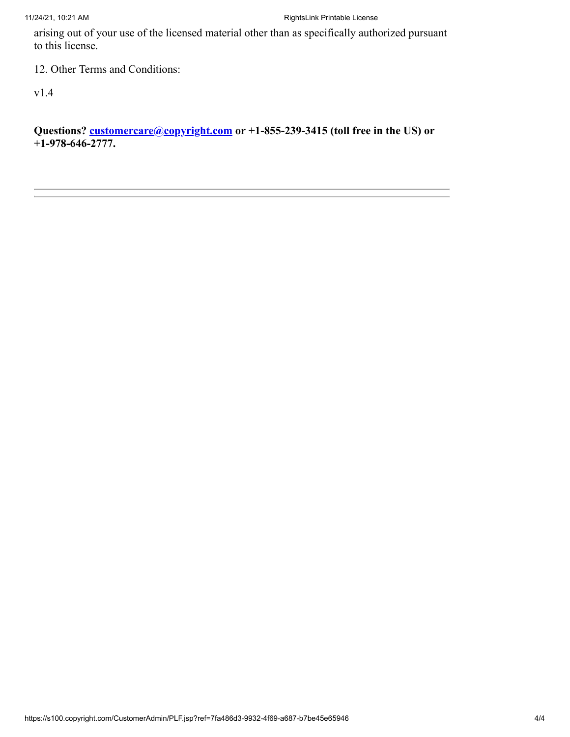arising out of your use of the licensed material other than as specifically authorized pursuant to this license.

12. Other Terms and Conditions:

v1.4

**Questions? customercare@copyright.com or +1-855-239-3415 (toll free in the US) or +1-978-646-2777.**